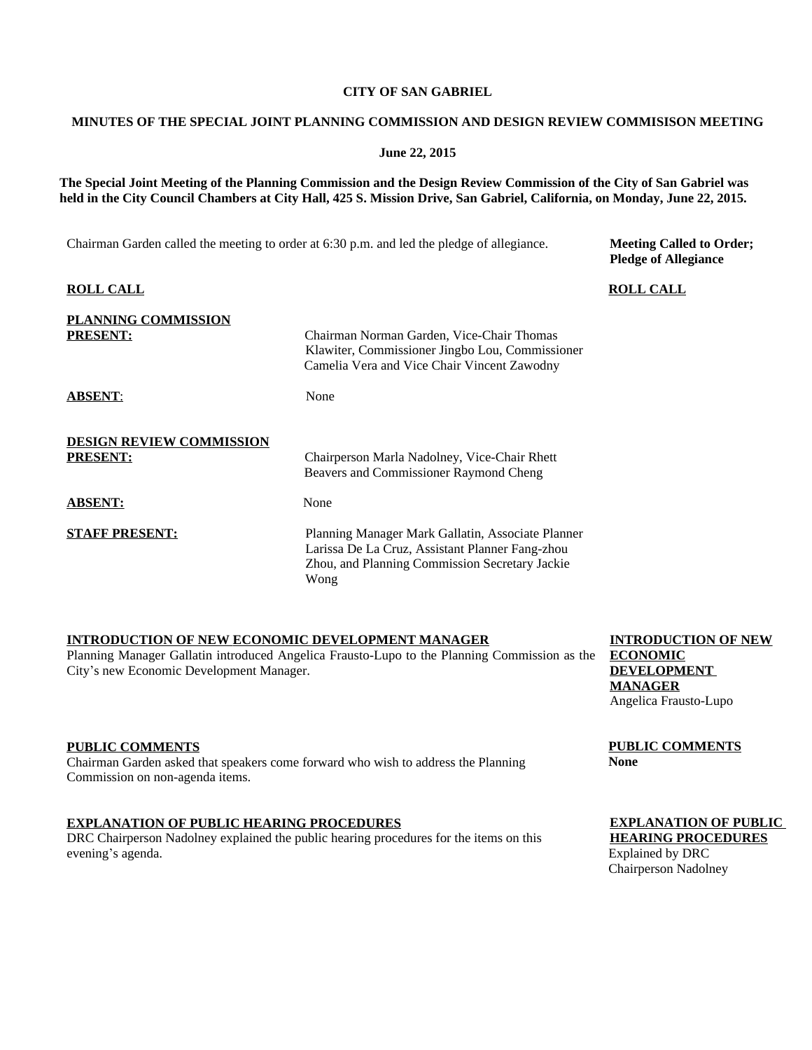**CITY OF SAN GABRIEL**

**MINUTES OF THE SPECIAL JOINT PLANNING COMMISSION AND DESIGN REVIEW COMMISISON MEETING**

**June 22, 2015**

**The Special Joint Meeting of the Planning Commission and the Design Review Commission of the City of San Gabriel was held in the City Council Chambers at City Hall, 425 S. Mission Drive, San Gabriel, California, on Monday, June 22, 2015.**

Chairman Garden called the meeting to order at 6:30 p.m. and led the pledge of allegiance.

**Meeting Called to Order; Pledge of Allegiance**

**ROLL CALL**

**PLANNING COMMISSION**

**PRESENT:** Chairman Norman Garden, Vice-Chair Thomas Klawiter, Commissioner Jingbo Lou, Commissioner Camelia Vera and Vice Chair Vincent Zawodny

**ABSENT:** None

**DESIGN REVIEW COMMISSION**

**PRESENT:** Chairperson Marla Nadolney, Vice-Chair Rhett Beavers and Commissioner Raymond Cheng

**ABSENT:** None

**STAFF PRESENT:** Planning Manager Mark Gallatin, Associate Planner Larissa De La Cruz, Assistant Planner Fang-zhou Zhou, and Planning Commission Secretary Jackie Wong

**INTRODUCTION OF NEW ECONOMIC DEVELOPMENT MANAGER**

Planning Manager Gallatin introduced Angelica Frausto-Lupo to the Planning Commission as the City's new Economic Development Manager.

**INTRODUCTION OF NEW ECONOMIC DEVELOPMENT MANAGER**
Angelica Frausto-Lupo

**PUBLIC COMMENTS**

Chairman Garden asked that speakers come forward who wish to address the Planning Commission on non-agenda items.

**PUBLIC COMMENTS**
**None**

**EXPLANATION OF PUBLIC HEARING PROCEDURES**

DRC Chairperson Nadolney explained the public hearing procedures for the items on this evening's agenda.

**EXPLANATION OF PUBLIC HEARING PROCEDURES**
Explained by DRC Chairperson Nadolney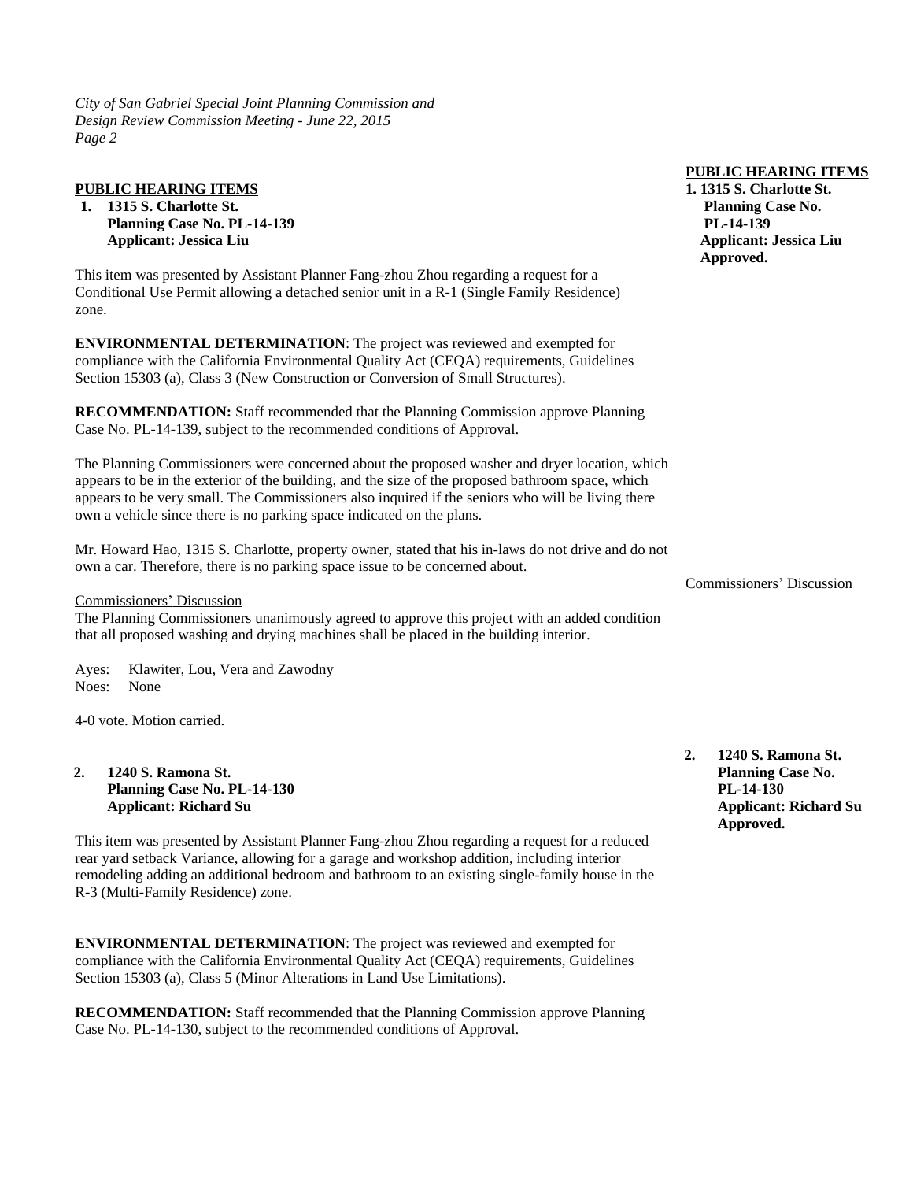## PUBLIC HEARING ITEMS

**1. 1315 S. Charlotte St.**
**Planning Case No. PL-14-139**
**Applicant: Jessica Liu**
**Approved.**

This item was presented by Assistant Planner Fang-zhou Zhou regarding a request for a Conditional Use Permit allowing a detached senior unit in a R-1 (Single Family Residence) zone.

**ENVIRONMENTAL DETERMINATION**: The project was reviewed and exempted for compliance with the California Environmental Quality Act (CEQA) requirements, Guidelines Section 15303 (a), Class 3 (New Construction or Conversion of Small Structures).

**RECOMMENDATION:** Staff recommended that the Planning Commission approve Planning Case No. PL-14-139, subject to the recommended conditions of Approval.

The Planning Commissioners were concerned about the proposed washer and dryer location, which appears to be in the exterior of the building, and the size of the proposed bathroom space, which appears to be very small. The Commissioners also inquired if the seniors who will be living there own a vehicle since there is no parking space indicated on the plans.

Mr. Howard Hao, 1315 S. Charlotte, property owner, stated that his in-laws do not drive and do not own a car. Therefore, there is no parking space issue to be concerned about.

Commissioners' Discussion

The Planning Commissioners unanimously agreed to approve this project with an added condition that all proposed washing and drying machines shall be placed in the building interior.

Ayes: Klawiter, Lou, Vera and Zawodny
Noes: None

4-0 vote. Motion carried.

**2. 1240 S. Ramona St.**
**Planning Case No. PL-14-130**
**Applicant: Richard Su**
**Approved.**

This item was presented by Assistant Planner Fang-zhou Zhou regarding a request for a reduced rear yard setback Variance, allowing for a garage and workshop addition, including interior remodeling adding an additional bedroom and bathroom to an existing single-family house in the R-3 (Multi-Family Residence) zone.

**ENVIRONMENTAL DETERMINATION**: The project was reviewed and exempted for compliance with the California Environmental Quality Act (CEQA) requirements, Guidelines Section 15303 (a), Class 5 (Minor Alterations in Land Use Limitations).

**RECOMMENDATION:** Staff recommended that the Planning Commission approve Planning Case No. PL-14-130, subject to the recommended conditions of Approval.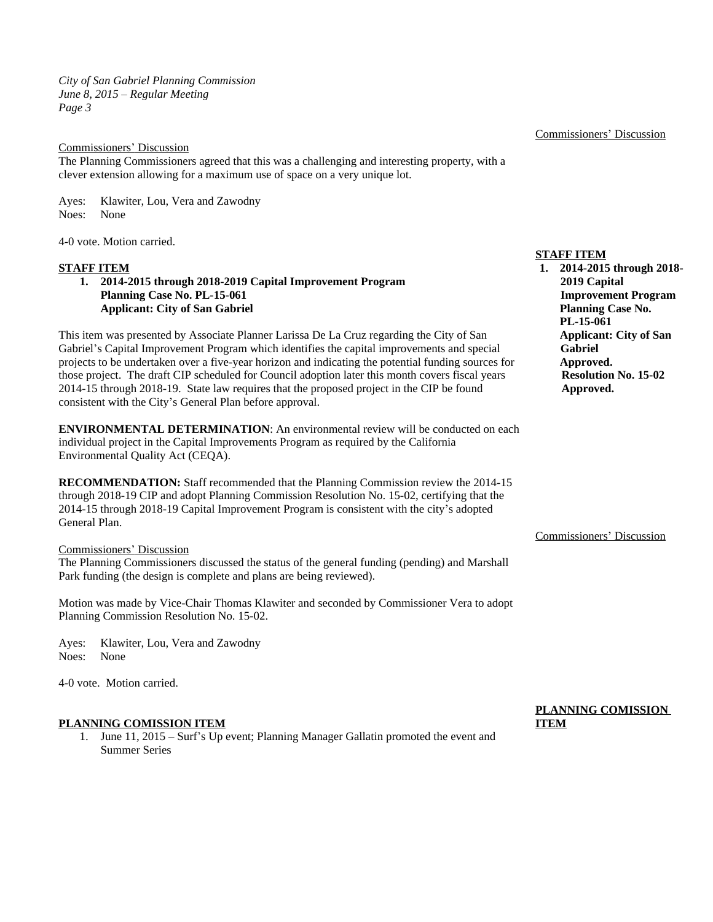Commissioners' Discussion

The Planning Commissioners agreed that this was a challenging and interesting property, with a clever extension allowing for a maximum use of space on a very unique lot.

Ayes: Klawiter, Lou, Vera and Zawodny
Noes: None

4-0 vote. Motion carried.

**STAFF ITEM**

1. **2014-2015 through 2018-2019 Capital Improvement Program**
   **Planning Case No. PL-15-061**
   **Applicant: City of San Gabriel**

**Approved. Resolution No. 15-02 Approved.**

This item was presented by Associate Planner Larissa De La Cruz regarding the City of San Gabriel's Capital Improvement Program which identifies the capital improvements and special projects to be undertaken over a five-year horizon and indicating the potential funding sources for those project. The draft CIP scheduled for Council adoption later this month covers fiscal years 2014-15 through 2018-19. State law requires that the proposed project in the CIP be found consistent with the City's General Plan before approval.

**ENVIRONMENTAL DETERMINATION**: An environmental review will be conducted on each individual project in the Capital Improvements Program as required by the California Environmental Quality Act (CEQA).

**RECOMMENDATION:** Staff recommended that the Planning Commission review the 2014-15 through 2018-19 CIP and adopt Planning Commission Resolution No. 15-02, certifying that the 2014-15 through 2018-19 Capital Improvement Program is consistent with the city's adopted General Plan.

Commissioners' Discussion

The Planning Commissioners discussed the status of the general funding (pending) and Marshall Park funding (the design is complete and plans are being reviewed).

Motion was made by Vice-Chair Thomas Klawiter and seconded by Commissioner Vera to adopt Planning Commission Resolution No. 15-02.

Ayes: Klawiter, Lou, Vera and Zawodny
Noes: None

4-0 vote. Motion carried.

**PLANNING COMISSION ITEM**

1. June 11, 2015 – Surf's Up event; Planning Manager Gallatin promoted the event and Summer Series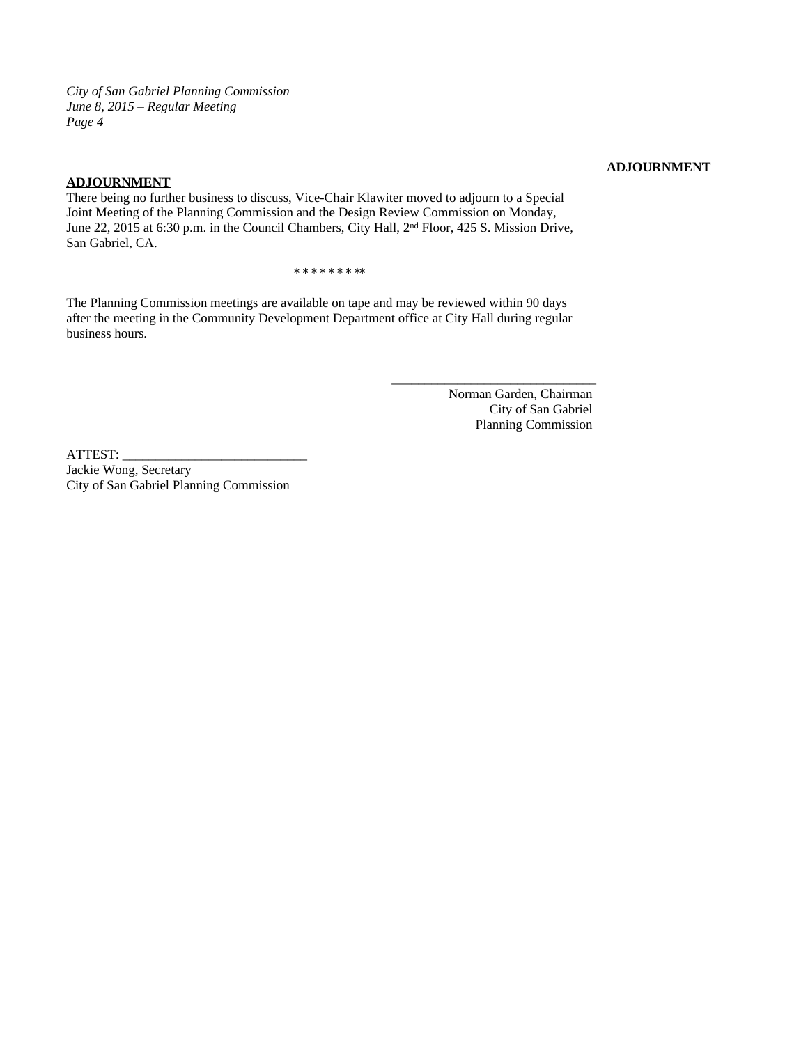**ADJOURNMENT**

**ADJOURNMENT**

There being no further business to discuss, Vice-Chair Klawiter moved to adjourn to a Special Joint Meeting of the Planning Commission and the Design Review Commission on Monday, June 22, 2015 at 6:30 p.m. in the Council Chambers, City Hall, 2nd Floor, 425 S. Mission Drive, San Gabriel, CA.

* * * * * * * * *

The Planning Commission meetings are available on tape and may be reviewed within 90 days after the meeting in the Community Development Department office at City Hall during regular business hours.

\_\_\_\_\_\_\_\_\_\_\_\_\_\_\_\_\_\_\_\_\_\_\_\_\_\_\_\_\_\_
Norman Garden, Chairman
City of San Gabriel
Planning Commission

ATTEST: \_\_\_\_\_\_\_\_\_\_\_\_\_\_\_\_\_\_\_\_\_\_\_\_\_\_\_\_
Jackie Wong, Secretary
City of San Gabriel Planning Commission